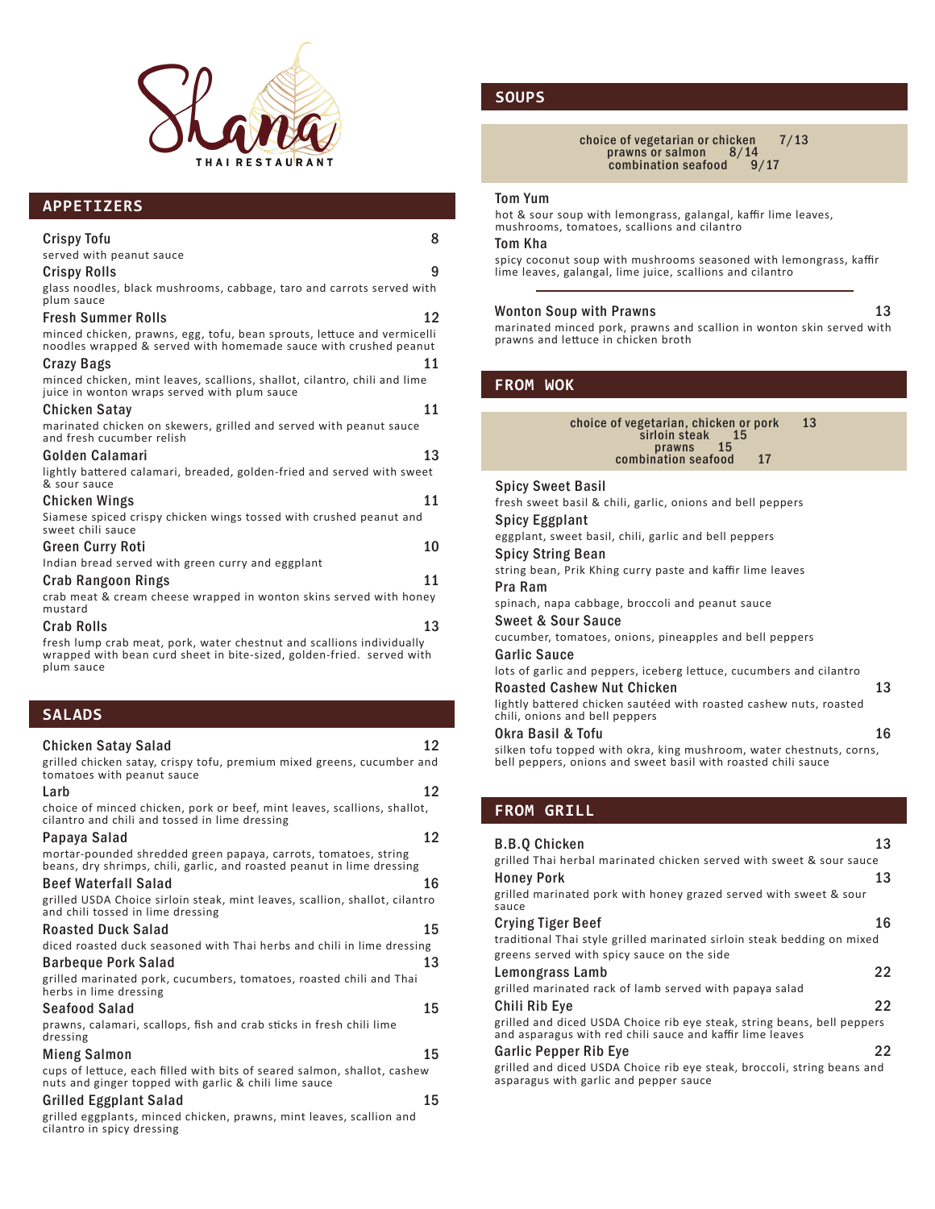# Shana

THAI RESTAURANT

## APPETIZERS

**Crispy Tofu** 8
served with peanut sauce

**Crispy Rolls** 9
glass noodles, black mushrooms, cabbage, taro and carrots served with plum sauce

**Fresh Summer Rolls** 12
minced chicken, prawns, egg, tofu, bean sprouts, lettuce and vermicelli noodles wrapped & served with homemade sauce with crushed peanut

**Crazy Bags** 11
minced chicken, mint leaves, scallions, shallot, cilantro, chili and lime juice in wonton wraps served with plum sauce

**Chicken Satay** 11
marinated chicken on skewers, grilled and served with peanut sauce and fresh cucumber relish

**Golden Calamari** 13
lightly battered calamari, breaded, golden-fried and served with sweet & sour sauce

**Chicken Wings** 11
Siamese spiced crispy chicken wings tossed with crushed peanut and sweet chili sauce

**Green Curry Roti** 10
Indian bread served with green curry and eggplant

**Crab Rangoon Rings** 11
crab meat & cream cheese wrapped in wonton skins served with honey mustard

**Crab Rolls** 13
fresh lump crab meat, pork, water chestnut and scallions individually wrapped with bean curd sheet in bite-sized, golden-fried. served with plum sauce

## SALADS

**Chicken Satay Salad** 12
grilled chicken satay, crispy tofu, premium mixed greens, cucumber and tomatoes with peanut sauce

**Larb** 12
choice of minced chicken, pork or beef, mint leaves, scallions, shallot, cilantro and chili and tossed in lime dressing

**Papaya Salad** 12
mortar-pounded shredded green papaya, carrots, tomatoes, string beans, dry shrimps, chili, garlic, and roasted peanut in lime dressing

**Beef Waterfall Salad** 16
grilled USDA Choice sirloin steak, mint leaves, scallion, shallot, cilantro and chili tossed in lime dressing

**Roasted Duck Salad** 15
diced roasted duck seasoned with Thai herbs and chili in lime dressing

**Barbeque Pork Salad** 13
grilled marinated pork, cucumbers, tomatoes, roasted chili and Thai herbs in lime dressing

**Seafood Salad** 15
prawns, calamari, scallops, fish and crab sticks in fresh chili lime dressing

**Mieng Salmon** 15
cups of lettuce, each filled with bits of seared salmon, shallot, cashew nuts and ginger topped with garlic & chili lime sauce

**Grilled Eggplant Salad** 15
grilled eggplants, minced chicken, prawns, mint leaves, scallion and cilantro in spicy dressing

## SOUPS

choice of vegetarian or chicken 7/13
prawns or salmon 8/14
combination seafood 9/17

**Tom Yum**
hot & sour soup with lemongrass, galangal, kaffir lime leaves, mushrooms, tomatoes, scallions and cilantro

**Tom Kha**
spicy coconut soup with mushrooms seasoned with lemongrass, kaffir lime leaves, galangal, lime juice, scallions and cilantro

---

**Wonton Soup with Prawns** 13
marinated minced pork, prawns and scallion in wonton skin served with prawns and lettuce in chicken broth

## FROM WOK

choice of vegetarian, chicken or pork 13
sirloin steak 15
prawns 15
combination seafood 17

**Spicy Sweet Basil**
fresh sweet basil & chili, garlic, onions and bell peppers

**Spicy Eggplant**
eggplant, sweet basil, chili, garlic and bell peppers

**Spicy String Bean**
string bean, Prik Khing curry paste and kaffir lime leaves

**Pra Ram**
spinach, napa cabbage, broccoli and peanut sauce

**Sweet & Sour Sauce**
cucumber, tomatoes, onions, pineapples and bell peppers

**Garlic Sauce**
lots of garlic and peppers, iceberg lettuce, cucumbers and cilantro

**Roasted Cashew Nut Chicken** 13
lightly battered chicken sautéed with roasted cashew nuts, roasted chili, onions and bell peppers

**Okra Basil & Tofu** 16
silken tofu topped with okra, king mushroom, water chestnuts, corns, bell peppers, onions and sweet basil with roasted chili sauce

## FROM GRILL

**B.B.Q Chicken** 13
grilled Thai herbal marinated chicken served with sweet & sour sauce

**Honey Pork** 13
grilled marinated pork with honey grazed served with sweet & sour sauce

**Crying Tiger Beef** 16
traditional Thai style grilled marinated sirloin steak bedding on mixed greens served with spicy sauce on the side

**Lemongrass Lamb** 22
grilled marinated rack of lamb served with papaya salad

**Chili Rib Eye** 22
grilled and diced USDA Choice rib eye steak, string beans, bell peppers and asparagus with red chili sauce and kaffir lime leaves

**Garlic Pepper Rib Eye** 22
grilled and diced USDA Choice rib eye steak, broccoli, string beans and asparagus with garlic and pepper sauce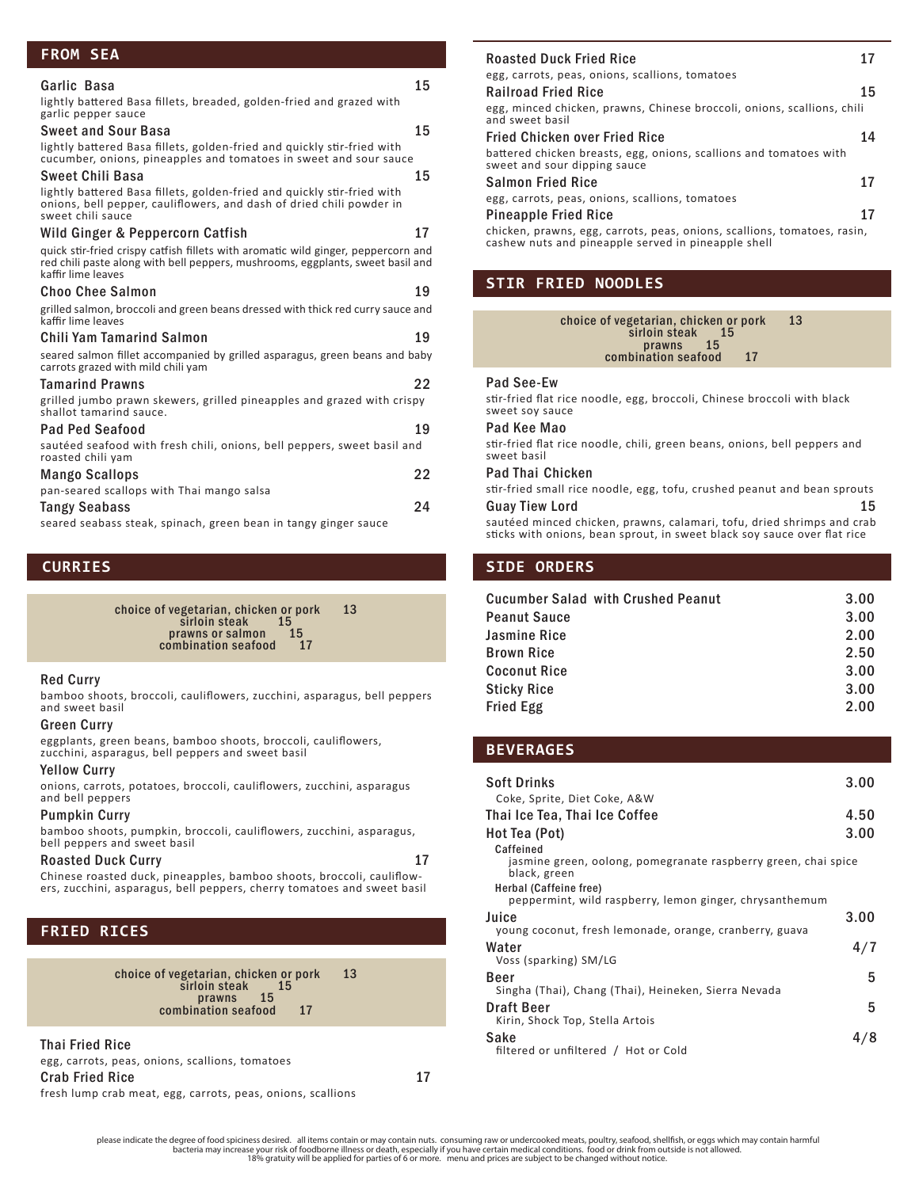## FROM SEA

**Garlic Basa** 15
lightly battered Basa fillets, breaded, golden-fried and grazed with garlic pepper sauce

**Sweet and Sour Basa** 15
lightly battered Basa fillets, golden-fried and quickly stir-fried with cucumber, onions, pineapples and tomatoes in sweet and sour sauce

**Sweet Chili Basa** 15
lightly battered Basa fillets, golden-fried and quickly stir-fried with onions, bell pepper, cauliflowers, and dash of dried chili powder in sweet chili sauce

**Wild Ginger & Peppercorn Catfish** 17
quick stir-fried crispy catfish fillets with aromatic wild ginger, peppercorn and red chili paste along with bell peppers, mushrooms, eggplants, sweet basil and kaffir lime leaves

**Choo Chee Salmon** 19
grilled salmon, broccoli and green beans dressed with thick red curry sauce and kaffir lime leaves

**Chili Yam Tamarind Salmon** 19
seared salmon fillet accompanied by grilled asparagus, green beans and baby carrots grazed with mild chili yam

**Tamarind Prawns** 22
grilled jumbo prawn skewers, grilled pineapples and grazed with crispy shallot tamarind sauce.

**Pad Ped Seafood** 19
sautéed seafood with fresh chili, onions, bell peppers, sweet basil and roasted chili yam

**Mango Scallops** 22
pan-seared scallops with Thai mango salsa

**Tangy Seabass** 24
seared seabass steak, spinach, green bean in tangy ginger sauce

## CURRIES

choice of vegetarian, chicken or pork 13
sirloin steak 15
prawns or salmon 15
combination seafood 17

**Red Curry**
bamboo shoots, broccoli, cauliflowers, zucchini, asparagus, bell peppers and sweet basil

**Green Curry**
eggplants, green beans, bamboo shoots, broccoli, cauliflowers, zucchini, asparagus, bell peppers and sweet basil

**Yellow Curry**
onions, carrots, potatoes, broccoli, cauliflowers, zucchini, asparagus and bell peppers

**Pumpkin Curry**
bamboo shoots, pumpkin, broccoli, cauliflowers, zucchini, asparagus, bell peppers and sweet basil

**Roasted Duck Curry** 17
Chinese roasted duck, pineapples, bamboo shoots, broccoli, cauliflowers, zucchini, asparagus, bell peppers, cherry tomatoes and sweet basil

## FRIED RICES

choice of vegetarian, chicken or pork 13
sirloin steak 15
prawns 15
combination seafood 17

**Thai Fried Rice**
egg, carrots, peas, onions, scallions, tomatoes

**Crab Fried Rice** 17
fresh lump crab meat, egg, carrots, peas, onions, scallions

**Roasted Duck Fried Rice** 17
egg, carrots, peas, onions, scallions, tomatoes

**Railroad Fried Rice** 15
egg, minced chicken, prawns, Chinese broccoli, onions, scallions, chili and sweet basil

**Fried Chicken over Fried Rice** 14
battered chicken breasts, egg, onions, scallions and tomatoes with sweet and sour dipping sauce

**Salmon Fried Rice** 17
egg, carrots, peas, onions, scallions, tomatoes

**Pineapple Fried Rice** 17
chicken, prawns, egg, carrots, peas, onions, scallions, tomatoes, rasin, cashew nuts and pineapple served in pineapple shell

## STIR FRIED NOODLES

choice of vegetarian, chicken or pork 13
sirloin steak 15
prawns 15
combination seafood 17

**Pad See-Ew**
stir-fried flat rice noodle, egg, broccoli, Chinese broccoli with black sweet soy sauce

**Pad Kee Mao**
stir-fried flat rice noodle, chili, green beans, onions, bell peppers and sweet basil

**Pad Thai Chicken**
stir-fried small rice noodle, egg, tofu, crushed peanut and bean sprouts

**Guay Tiew Lord** 15
sautéed minced chicken, prawns, calamari, tofu, dried shrimps and crab sticks with onions, bean sprout, in sweet black soy sauce over flat rice

## SIDE ORDERS

| | |
|---|---|
| Cucumber Salad with Crushed Peanut | 3.00 |
| Peanut Sauce | 3.00 |
| Jasmine Rice | 2.00 |
| Brown Rice | 2.50 |
| Coconut Rice | 3.00 |
| Sticky Rice | 3.00 |
| Fried Egg | 2.00 |

## BEVERAGES

**Soft Drinks** 3.00
Coke, Sprite, Diet Coke, A&W

**Thai Ice Tea, Thai Ice Coffee** 4.50

**Hot Tea (Pot)** 3.00
**Caffeined**
jasmine green, oolong, pomegranate raspberry green, chai spice black, green
**Herbal (Caffeine free)**
peppermint, wild raspberry, lemon ginger, chrysanthemum

**Juice** 3.00
young coconut, fresh lemonade, orange, cranberry, guava

**Water** 4/7
Voss (sparking) SM/LG

**Beer** 5
Singha (Thai), Chang (Thai), Heineken, Sierra Nevada

**Draft Beer** 5
Kirin, Shock Top, Stella Artois

**Sake** 4/8
filtered or unfiltered / Hot or Cold

please indicate the degree of food spiciness desired. all items contain or may contain nuts. consuming raw or undercooked meats, poultry, seafood, shellfish, or eggs which may contain harmful bacteria may increase your risk of foodborne illness or death, especially if you have certain medical conditions. food or drink from outside is not allowed. 18% gratuity will be applied for parties of 6 or more. menu and prices are subject to be changed without notice.